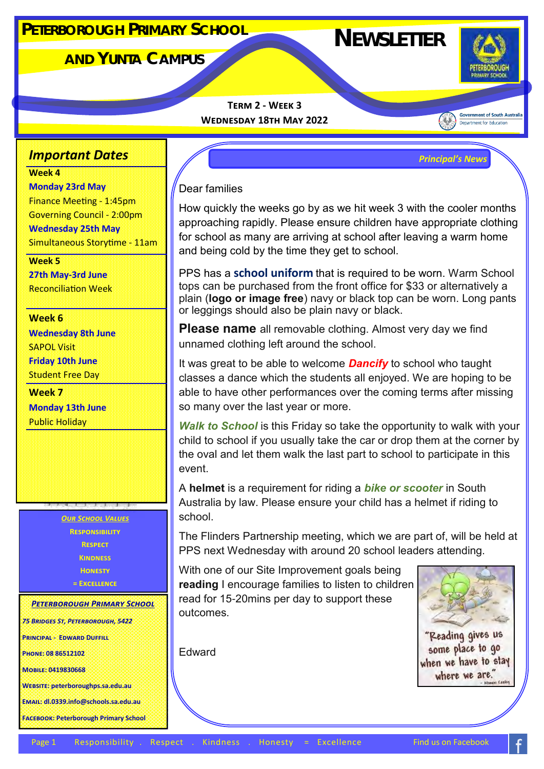# Peterborough Primary School and Yunta Campus

# Newsletter

**Term 2 - Week 3**
**Wednesday 18th May 2022**

## Principal's News

Dear families

How quickly the weeks go by as we hit week 3 with the cooler months approaching rapidly. Please ensure children have appropriate clothing for school as many are arriving at school after leaving a warm home and being cold by the time they get to school.

PPS has a **school uniform** that is required to be worn. Warm School tops can be purchased from the front office for $33 or alternatively a plain (**logo or image free**) navy or black top can be worn. Long pants or leggings should also be plain navy or black.

**Please name** all removable clothing. Almost very day we find unnamed clothing left around the school.

It was great to be able to welcome ***Dancify*** to school who taught classes a dance which the students all enjoyed. We are hoping to be able to have other performances over the coming terms after missing so many over the last year or more.

***Walk to School*** is this Friday so take the opportunity to walk with your child to school if you usually take the car or drop them at the corner by the oval and let them walk the last part to school to participate in this event.

A **helmet** is a requirement for riding a ***bike or scooter*** in South Australia by law. Please ensure your child has a helmet if riding to school.

The Flinders Partnership meeting, which we are part of, will be held at PPS next Wednesday with around 20 school leaders attending.

With one of our Site Improvement goals being **reading** I encourage families to listen to children read for 15-20mins per day to support these outcomes.

"Reading gives us some place to go when we have to stay where we are." - Mason Cooley

Edward

## Important Dates

**Week 4**

**Monday 23rd May**
Finance Meeting - 1:45pm
Governing Council - 2:00pm

**Wednesday 25th May**
Simultaneous Storytime - 11am

**Week 5**

**27th May-3rd June**
Reconciliation Week

**Week 6**

**Wednesday 8th June**
SAPOL Visit

**Friday 10th June**
Student Free Day

**Week 7**

**Monday 13th June**
Public Holiday

## Our School Values

Responsibility
Respect
Kindness
Honesty
= Excellence

## Peterborough Primary School

75 Bridges St, Peterborough, 5422
Principal - Edward Duffill
Phone: 08 86512102
Mobile: 0419830668
Website: peterboroughps.sa.edu.au
Email: dl.0339.info@schools.sa.edu.au
Facebook: Peterborough Primary School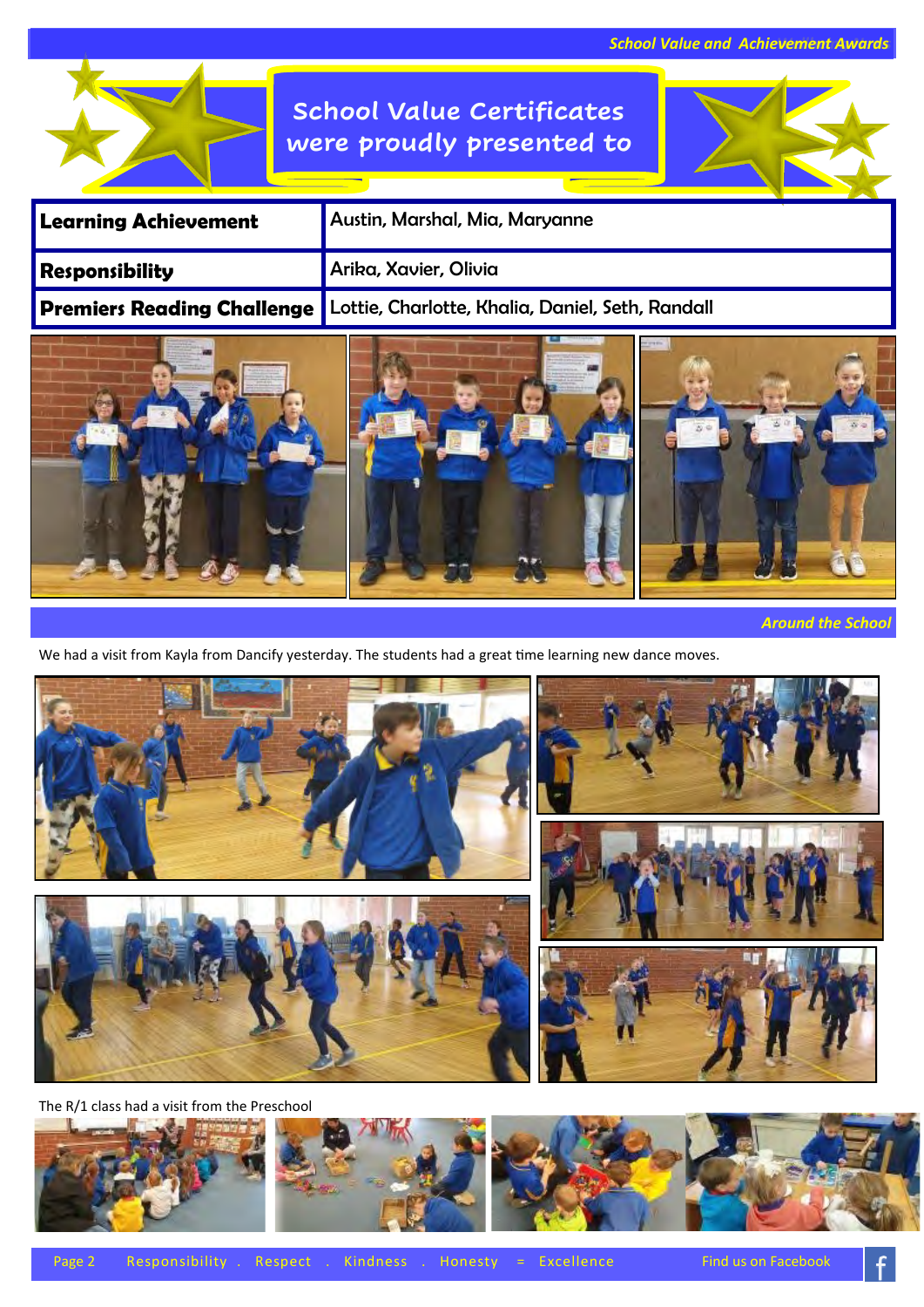## School Value and Achievement Awards

# School Value Certificates were proudly presented to

| Learning Achievement | Austin, Marshal, Mia, Maryanne |
|---|---|
| **Responsibility** | Arika, Xavier, Olivia |
| **Premiers Reading Challenge** | Lottie, Charlotte, Khalia, Daniel, Seth, Randall |

## Around the School

We had a visit from Kayla from Dancify yesterday. The students had a great time learning new dance moves.

The R/1 class had a visit from the Preschool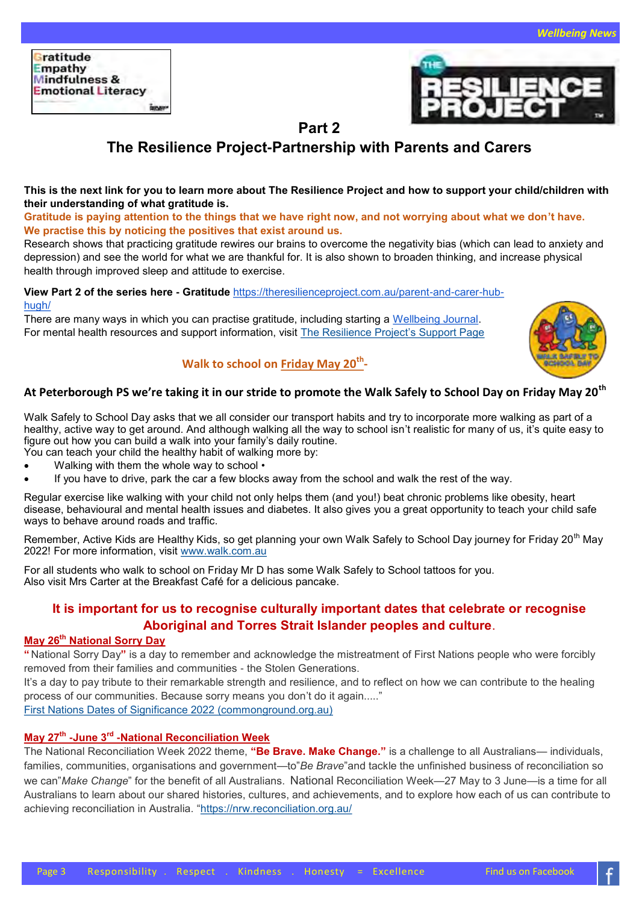## Part 2

## The Resilience Project-Partnership with Parents and Carers

**This is the next link for you to learn more about The Resilience Project and how to support your child/children with their understanding of what gratitude is.**

**Gratitude is paying attention to the things that we have right now, and not worrying about what we don't have. We practise this by noticing the positives that exist around us.**

Research shows that practicing gratitude rewires our brains to overcome the negativity bias (which can lead to anxiety and depression) and see the world for what we are thankful for. It is also shown to broaden thinking, and increase physical health through improved sleep and attitude to exercise.

**View Part 2 of the series here - Gratitude** https://theresilienceproject.com.au/parent-and-carer-hub-hugh/

There are many ways in which you can practise gratitude, including starting a Wellbeing Journal.

For mental health resources and support information, visit The Resilience Project's Support Page

### Walk to school on Friday May 20th-

### At Peterborough PS we're taking it in our stride to promote the Walk Safely to School Day on Friday May 20th

Walk Safely to School Day asks that we all consider our transport habits and try to incorporate more walking as part of a healthy, active way to get around. And although walking all the way to school isn't realistic for many of us, it's quite easy to figure out how you can build a walk into your family's daily routine.

You can teach your child the healthy habit of walking more by:

- Walking with them the whole way to school •
- If you have to drive, park the car a few blocks away from the school and walk the rest of the way.

Regular exercise like walking with your child not only helps them (and you!) beat chronic problems like obesity, heart disease, behavioural and mental health issues and diabetes. It also gives you a great opportunity to teach your child safe ways to behave around roads and traffic.

Remember, Active Kids are Healthy Kids, so get planning your own Walk Safely to School Day journey for Friday 20th May 2022! For more information, visit www.walk.com.au

For all students who walk to school on Friday Mr D has some Walk Safely to School tattoos for you.
Also visit Mrs Carter at the Breakfast Café for a delicious pancake.

### It is important for us to recognise culturally important dates that celebrate or recognise Aboriginal and Torres Strait Islander peoples and culture.

**May 26th National Sorry Day**

"National Sorry Day" is a day to remember and acknowledge the mistreatment of First Nations people who were forcibly removed from their families and communities - the Stolen Generations.

It's a day to pay tribute to their remarkable strength and resilience, and to reflect on how we can contribute to the healing process of our communities. Because sorry means you don't do it again....."

First Nations Dates of Significance 2022 (commonground.org.au)

**May 27th -June 3rd -National Reconciliation Week**

The National Reconciliation Week 2022 theme, **"Be Brave. Make Change."** is a challenge to all Australians— individuals, families, communities, organisations and government—to"*Be Brave*"and tackle the unfinished business of reconciliation so we can"*Make Change*" for the benefit of all Australians. National Reconciliation Week—27 May to 3 June—is a time for all Australians to learn about our shared histories, cultures, and achievements, and to explore how each of us can contribute to achieving reconciliation in Australia. "https://nrw.reconciliation.org.au/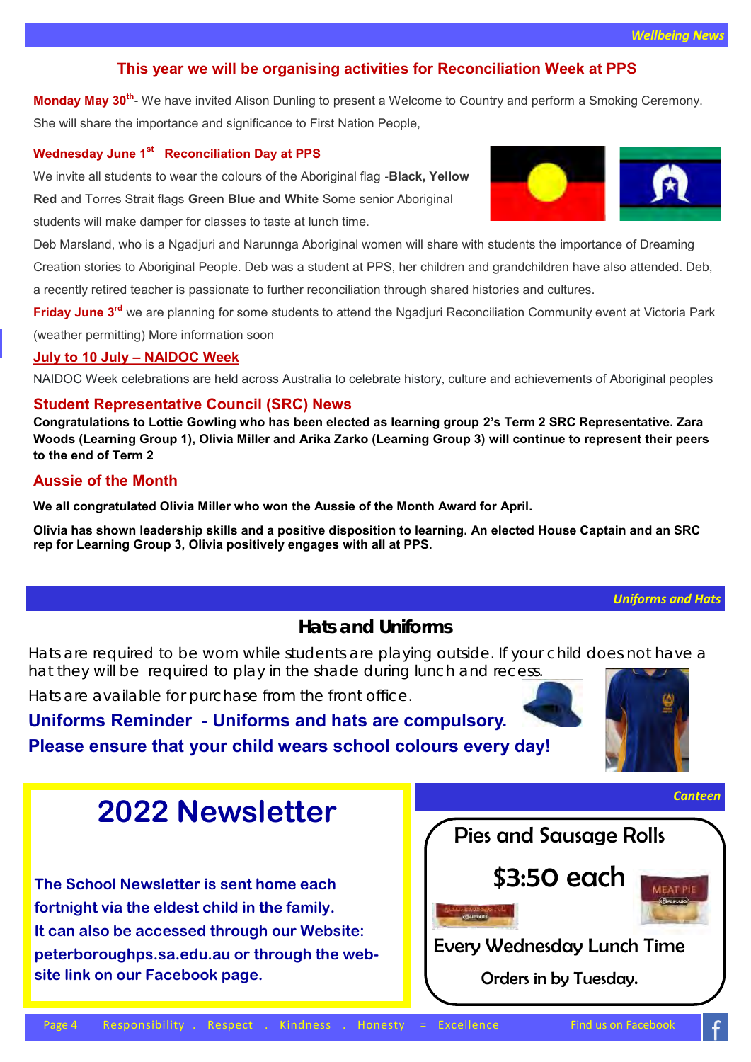## Wellbeing News

### This year we will be organising activities for Reconciliation Week at PPS

**Monday May 30th**- We have invited Alison Dunling to present a Welcome to Country and perform a Smoking Ceremony. She will share the importance and significance to First Nation People,

**Wednesday June 1st Reconciliation Day at PPS**

We invite all students to wear the colours of the Aboriginal flag -**Black, Yellow Red** and Torres Strait flags **Green Blue and White** Some senior Aboriginal students will make damper for classes to taste at lunch time.

Deb Marsland, who is a Ngadjuri and Narunnga Aboriginal women will share with students the importance of Dreaming Creation stories to Aboriginal People. Deb was a student at PPS, her children and grandchildren have also attended. Deb, a recently retired teacher is passionate to further reconciliation through shared histories and cultures.

**Friday June 3rd** we are planning for some students to attend the Ngadjuri Reconciliation Community event at Victoria Park (weather permitting) More information soon

**July to 10 July – NAIDOC Week**

NAIDOC Week celebrations are held across Australia to celebrate history, culture and achievements of Aboriginal peoples

### Student Representative Council (SRC) News

**Congratulations to Lottie Gowling who has been elected as learning group 2's Term 2 SRC Representative. Zara Woods (Learning Group 1), Olivia Miller and Arika Zarko (Learning Group 3) will continue to represent their peers to the end of Term 2**

### Aussie of the Month

**We all congratulated Olivia Miller who won the Aussie of the Month Award for April.**

**Olivia has shown leadership skills and a positive disposition to learning. An elected House Captain and an SRC rep for Learning Group 3, Olivia positively engages with all at PPS.**

## Uniforms and Hats

### Hats and Uniforms

Hats are required to be worn while students are playing outside. If your child does not have a hat they will be required to play in the shade during lunch and recess.

Hats are available for purchase from the front office.

**Uniforms Reminder - Uniforms and hats are compulsory.**

**Please ensure that your child wears school colours every day!**

## 2022 Newsletter

**The School Newsletter is sent home each fortnight via the eldest child in the family.**
**It can also be accessed through our Website: peterboroughps.sa.edu.au or through the website link on our Facebook page.**

## Canteen

Pies and Sausage Rolls

$3:50 each

Every Wednesday Lunch Time

Orders in by Tuesday.

Responsibility . Respect . Kindness . Honesty = Excellence

Find us on Facebook